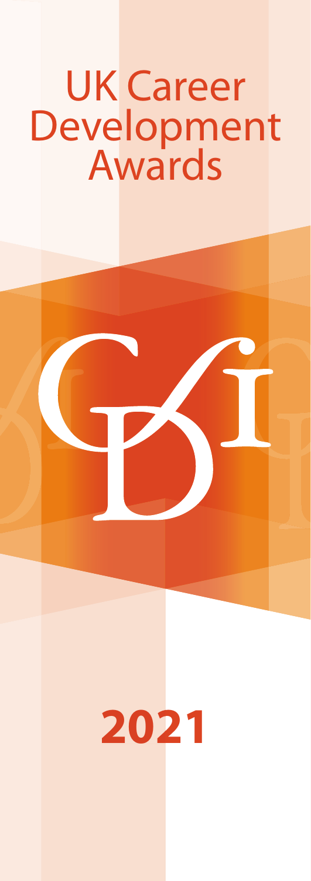# UK Career Development Awards

# 2021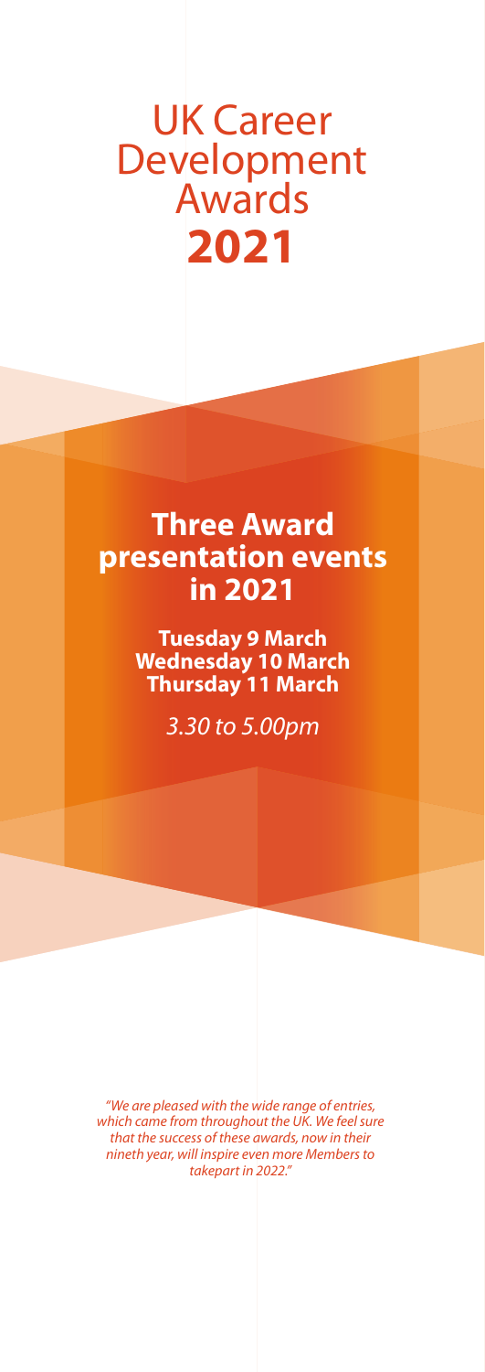# UK Career Development Awards **2021**

## Three Award presentation events in 2021

**Tuesday 9 March**
**Wednesday 10 March**
**Thursday 11 March**

*3.30 to 5.00pm*

*"We are pleased with the wide range of entries, which came from throughout the UK. We feel sure that the success of these awards, now in their nineth year, will inspire even more Members to takepart in 2022."*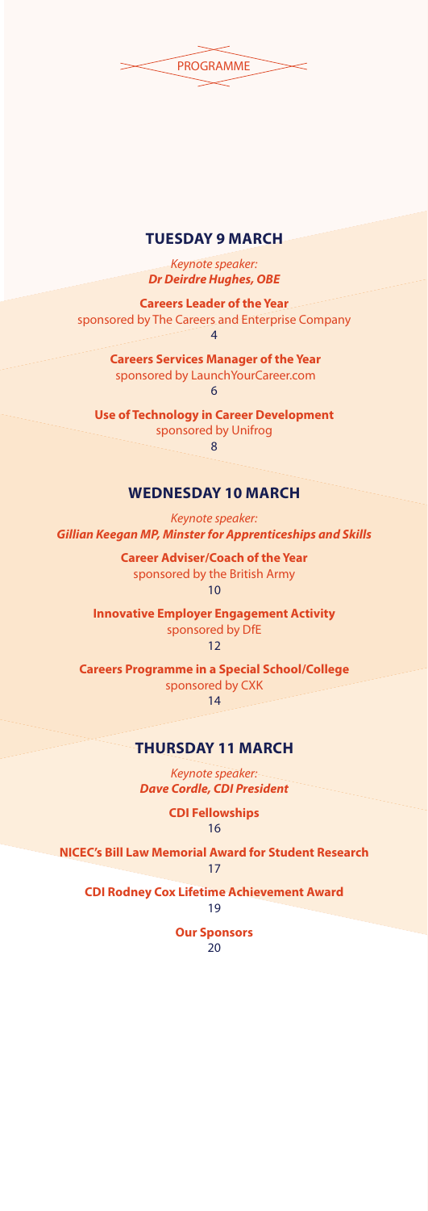# PROGRAMME

## TUESDAY 9 MARCH

*Keynote speaker:*
***Dr Deirdre Hughes, OBE***

**Careers Leader of the Year**
sponsored by The Careers and Enterprise Company
4

**Careers Services Manager of the Year**
sponsored by LaunchYourCareer.com
6

**Use of Technology in Career Development**
sponsored by Unifrog
8

## WEDNESDAY 10 MARCH

*Keynote speaker:*
***Gillian Keegan MP, Minster for Apprenticeships and Skills***

**Career Adviser/Coach of the Year**
sponsored by the British Army
10

**Innovative Employer Engagement Activity**
sponsored by DfE
12

**Careers Programme in a Special School/College**
sponsored by CXK
14

## THURSDAY 11 MARCH

*Keynote speaker:*
***Dave Cordle, CDI President***

**CDI Fellowships**
16

**NICEC's Bill Law Memorial Award for Student Research**
17

**CDI Rodney Cox Lifetime Achievement Award**
19

**Our Sponsors**
20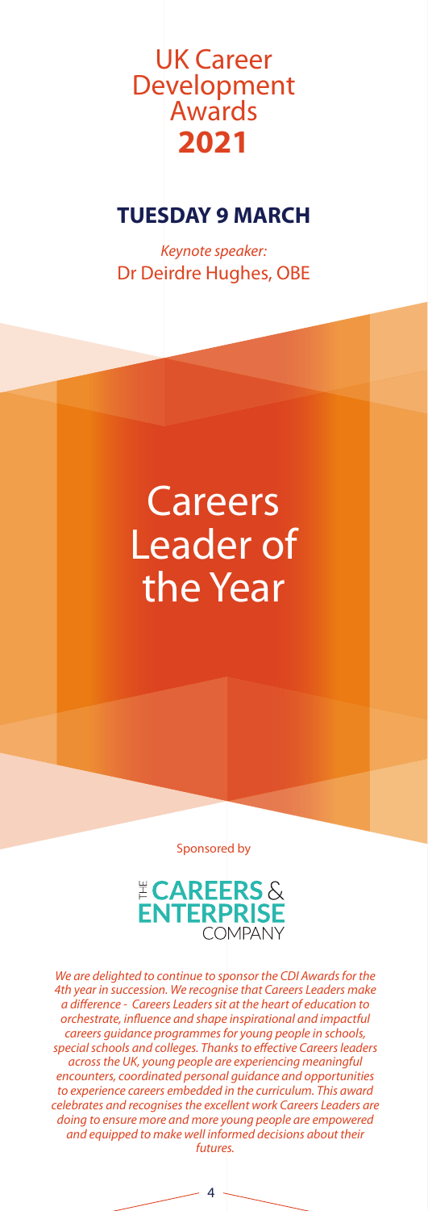# UK Career Development Awards 2021

## TUESDAY 9 MARCH

*Keynote speaker:*
Dr Deirdre Hughes, OBE

# Careers Leader of the Year

Sponsored by

THE CAREERS & ENTERPRISE COMPANY

*We are delighted to continue to sponsor the CDI Awards for the 4th year in succession. We recognise that Careers Leaders make a difference - Careers Leaders sit at the heart of education to orchestrate, influence and shape inspirational and impactful careers guidance programmes for young people in schools, special schools and colleges. Thanks to effective Careers leaders across the UK, young people are experiencing meaningful encounters, coordinated personal guidance and opportunities to experience careers embedded in the curriculum. This award celebrates and recognises the excellent work Careers Leaders are doing to ensure more and more young people are empowered and equipped to make well informed decisions about their futures.*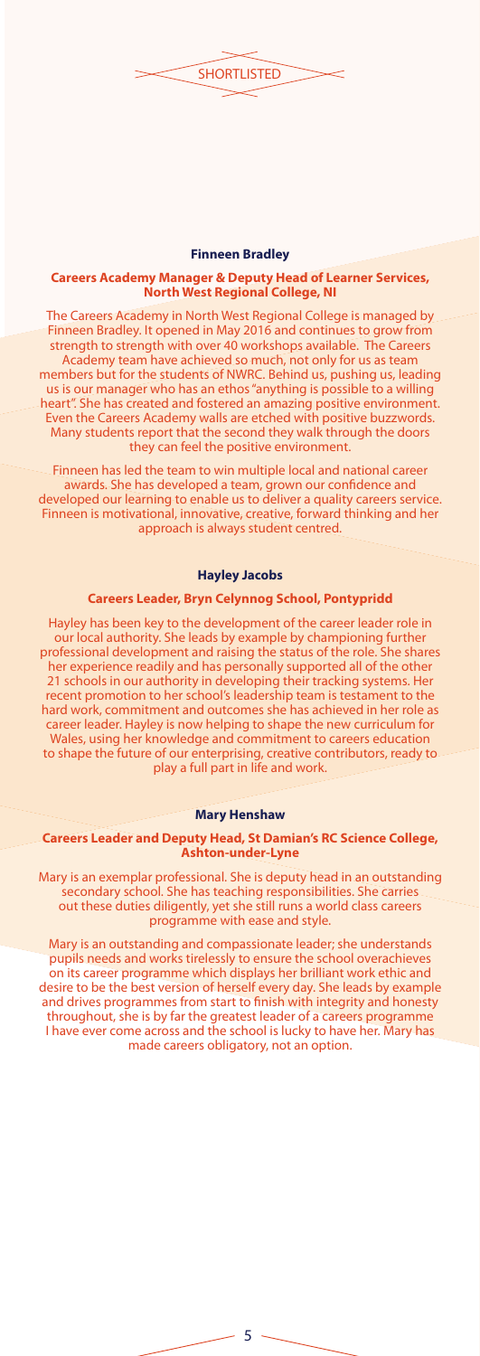SHORTLISTED

### Finneen Bradley

**Careers Academy Manager & Deputy Head of Learner Services, North West Regional College, NI**

The Careers Academy in North West Regional College is managed by Finneen Bradley. It opened in May 2016 and continues to grow from strength to strength with over 40 workshops available. The Careers Academy team have achieved so much, not only for us as team members but for the students of NWRC. Behind us, pushing us, leading us is our manager who has an ethos "anything is possible to a willing heart". She has created and fostered an amazing positive environment. Even the Careers Academy walls are etched with positive buzzwords. Many students report that the second they walk through the doors they can feel the positive environment.

Finneen has led the team to win multiple local and national career awards. She has developed a team, grown our confidence and developed our learning to enable us to deliver a quality careers service. Finneen is motivational, innovative, creative, forward thinking and her approach is always student centred.

### Hayley Jacobs

**Careers Leader, Bryn Celynnog School, Pontypridd**

Hayley has been key to the development of the career leader role in our local authority. She leads by example by championing further professional development and raising the status of the role. She shares her experience readily and has personally supported all of the other 21 schools in our authority in developing their tracking systems. Her recent promotion to her school's leadership team is testament to the hard work, commitment and outcomes she has achieved in her role as career leader. Hayley is now helping to shape the new curriculum for Wales, using her knowledge and commitment to careers education to shape the future of our enterprising, creative contributors, ready to play a full part in life and work.

### Mary Henshaw

**Careers Leader and Deputy Head, St Damian's RC Science College, Ashton-under-Lyne**

Mary is an exemplar professional. She is deputy head in an outstanding secondary school. She has teaching responsibilities. She carries out these duties diligently, yet she still runs a world class careers programme with ease and style.

Mary is an outstanding and compassionate leader; she understands pupils needs and works tirelessly to ensure the school overachieves on its career programme which displays her brilliant work ethic and desire to be the best version of herself every day. She leads by example and drives programmes from start to finish with integrity and honesty throughout, she is by far the greatest leader of a careers programme I have ever come across and the school is lucky to have her. Mary has made careers obligatory, not an option.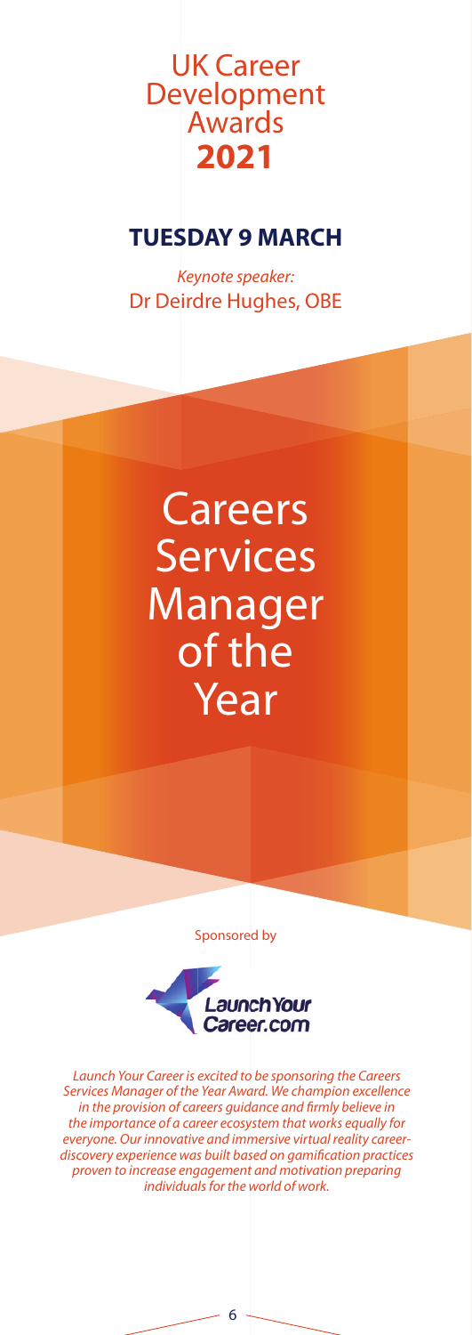UK Career Development Awards **2021**

## TUESDAY 9 MARCH

*Keynote speaker:*
Dr Deirdre Hughes, OBE

# Careers Services Manager of the Year

Sponsored by

LaunchYourCareer.com

*Launch Your Career is excited to be sponsoring the Careers Services Manager of the Year Award. We champion excellence in the provision of careers guidance and firmly believe in the importance of a career ecosystem that works equally for everyone. Our innovative and immersive virtual reality career-discovery experience was built based on gamification practices proven to increase engagement and motivation preparing individuals for the world of work.*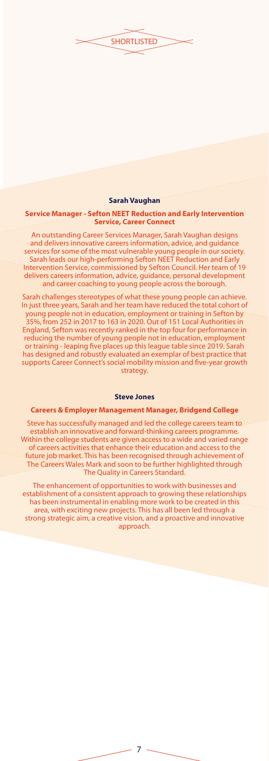SHORTLISTED

**Sarah Vaughan**

**Service Manager - Sefton NEET Reduction and Early Intervention Service, Career Connect**

An outstanding Career Services Manager, Sarah Vaughan designs and delivers innovative careers information, advice, and guidance services for some of the most vulnerable young people in our society. Sarah leads our high-performing Sefton NEET Reduction and Early Intervention Service, commissioned by Sefton Council. Her team of 19 delivers careers information, advice, guidance, personal development and career coaching to young people across the borough.

Sarah challenges stereotypes of what these young people can achieve. In just three years, Sarah and her team have reduced the total cohort of young people not in education, employment or training in Sefton by 35%, from 252 in 2017 to 163 in 2020. Out of 151 Local Authorities in England, Sefton was recently ranked in the top four for performance in reducing the number of young people not in education, employment or training - leaping five places up this league table since 2019. Sarah has designed and robustly evaluated an exemplar of best practice that supports Career Connect's social mobility mission and five-year growth strategy.

**Steve Jones**

**Careers & Employer Management Manager, Bridgend College**

Steve has successfully managed and led the college careers team to establish an innovative and forward-thinking careers programme. Within the college students are given access to a wide and varied range of careers activities that enhance their education and access to the future job market. This has been recognised through achievement of The Careers Wales Mark and soon to be further highlighted through The Quality in Careers Standard.

The enhancement of opportunities to work with businesses and establishment of a consistent approach to growing these relationships has been instrumental in enabling more work to be created in this area, with exciting new projects. This has all been led through a strong strategic aim, a creative vision, and a proactive and innovative approach.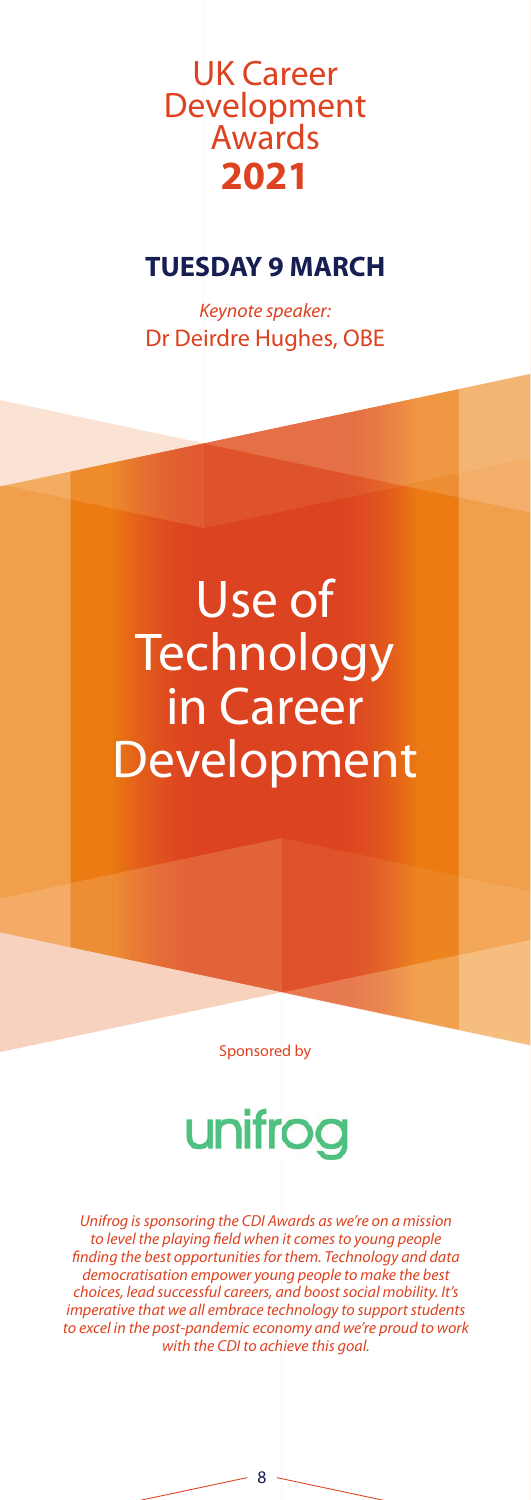# UK Career Development Awards **2021**

## TUESDAY 9 MARCH

*Keynote speaker:*
Dr Deirdre Hughes, OBE

# Use of Technology in Career Development

Sponsored by

unifrog

*Unifrog is sponsoring the CDI Awards as we're on a mission to level the playing field when it comes to young people finding the best opportunities for them. Technology and data democratisation empower young people to make the best choices, lead successful careers, and boost social mobility. It's imperative that we all embrace technology to support students to excel in the post-pandemic economy and we're proud to work with the CDI to achieve this goal.*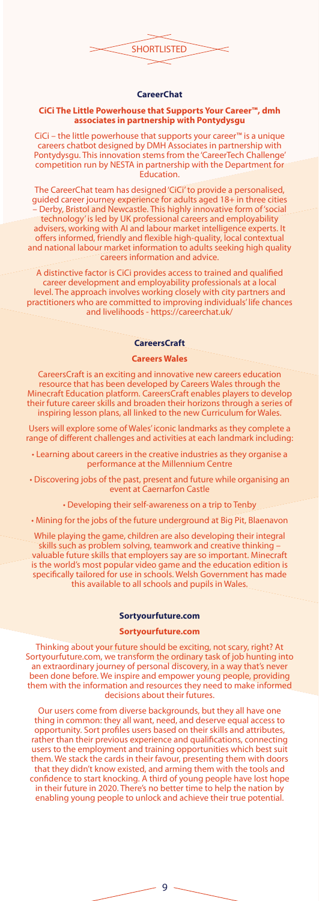SHORTLISTED

### CareerChat

#### CiCi The Little Powerhouse that Supports Your Career™, dmh associates in partnership with Pontydysgu

CiCi – the little powerhouse that supports your career™ is a unique careers chatbot designed by DMH Associates in partnership with Pontydysgu. This innovation stems from the 'CareerTech Challenge' competition run by NESTA in partnership with the Department for Education.

The CareerChat team has designed 'CiCi' to provide a personalised, guided career journey experience for adults aged 18+ in three cities – Derby, Bristol and Newcastle. This highly innovative form of 'social technology' is led by UK professional careers and employability advisers, working with AI and labour market intelligence experts. It offers informed, friendly and flexible high-quality, local contextual and national labour market information to adults seeking high quality careers information and advice.

A distinctive factor is CiCi provides access to trained and qualified career development and employability professionals at a local level. The approach involves working closely with city partners and practitioners who are committed to improving individuals' life chances and livelihoods - https://careerchat.uk/

### CareersCraft

#### Careers Wales

CareersCraft is an exciting and innovative new careers education resource that has been developed by Careers Wales through the Minecraft Education platform. CareersCraft enables players to develop their future career skills and broaden their horizons through a series of inspiring lesson plans, all linked to the new Curriculum for Wales.

Users will explore some of Wales' iconic landmarks as they complete a range of different challenges and activities at each landmark including:

- Learning about careers in the creative industries as they organise a performance at the Millennium Centre
- Discovering jobs of the past, present and future while organising an event at Caernarfon Castle
- Developing their self-awareness on a trip to Tenby
- Mining for the jobs of the future underground at Big Pit, Blaenavon

While playing the game, children are also developing their integral skills such as problem solving, teamwork and creative thinking – valuable future skills that employers say are so important. Minecraft is the world's most popular video game and the education edition is specifically tailored for use in schools. Welsh Government has made this available to all schools and pupils in Wales.

### Sortyourfuture.com

#### Sortyourfuture.com

Thinking about your future should be exciting, not scary, right? At Sortyourfuture.com, we transform the ordinary task of job hunting into an extraordinary journey of personal discovery, in a way that's never been done before. We inspire and empower young people, providing them with the information and resources they need to make informed decisions about their futures.

Our users come from diverse backgrounds, but they all have one thing in common: they all want, need, and deserve equal access to opportunity. Sort profiles users based on their skills and attributes, rather than their previous experience and qualifications, connecting users to the employment and training opportunities which best suit them. We stack the cards in their favour, presenting them with doors that they didn't know existed, and arming them with the tools and confidence to start knocking. A third of young people have lost hope in their future in 2020. There's no better time to help the nation by enabling young people to unlock and achieve their true potential.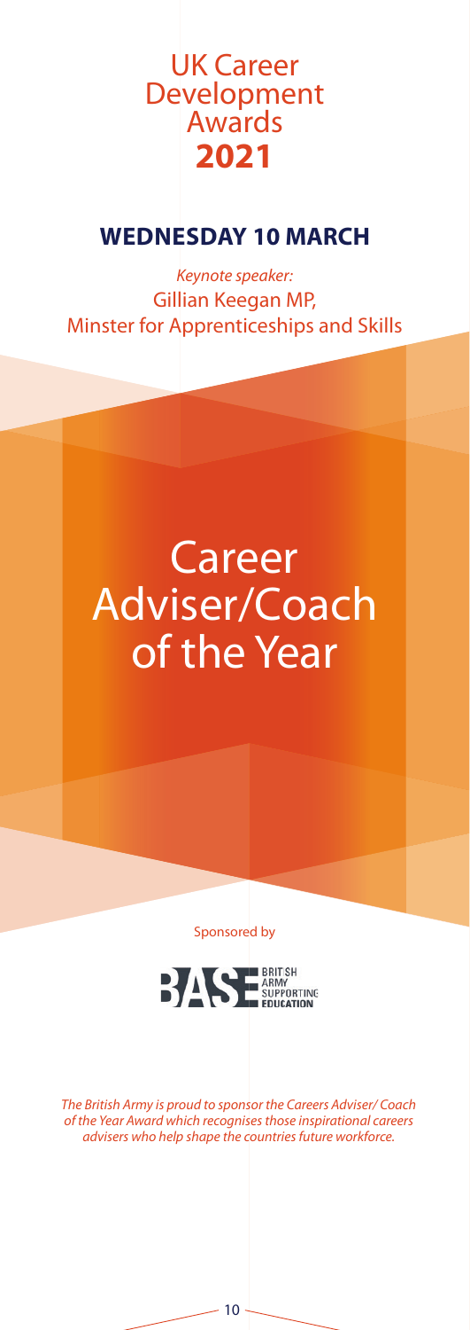# UK Career Development Awards **2021**

## WEDNESDAY 10 MARCH

*Keynote speaker:*
Gillian Keegan MP,
Minster for Apprenticeships and Skills

# Career Adviser/Coach of the Year

Sponsored by

BASE BRITISH ARMY SUPPORTING EDUCATION

*The British Army is proud to sponsor the Careers Adviser/ Coach of the Year Award which recognises those inspirational careers advisers who help shape the countries future workforce.*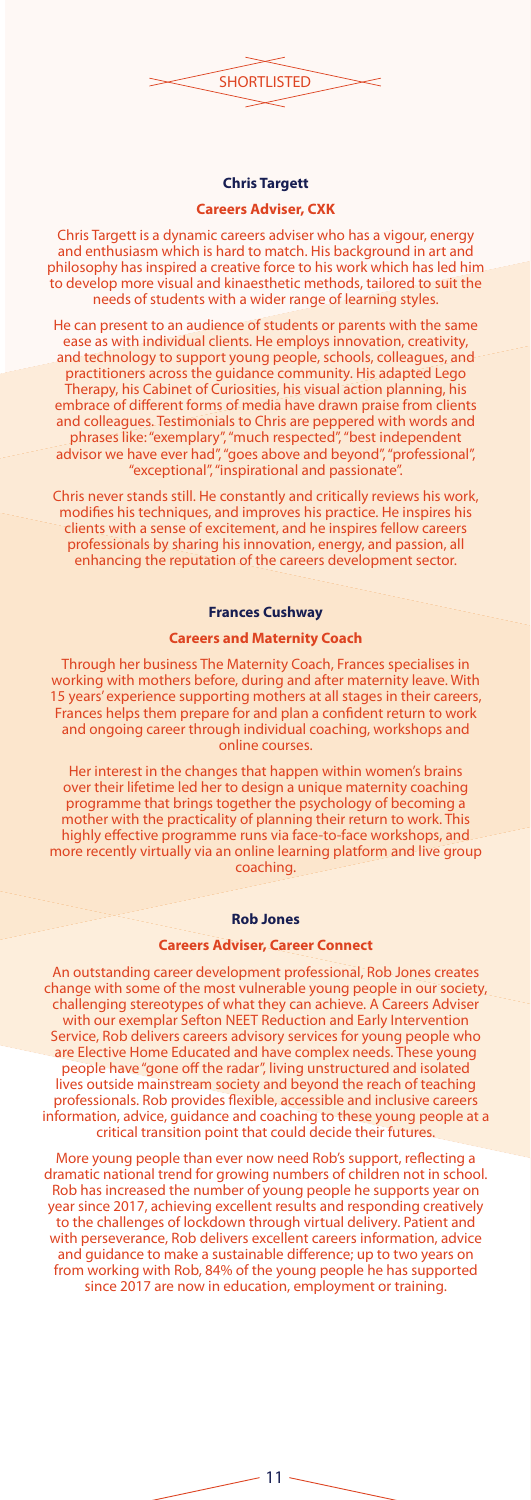SHORTLISTED

### Chris Targett

**Careers Adviser, CXK**

Chris Targett is a dynamic careers adviser who has a vigour, energy and enthusiasm which is hard to match. His background in art and philosophy has inspired a creative force to his work which has led him to develop more visual and kinaesthetic methods, tailored to suit the needs of students with a wider range of learning styles.

He can present to an audience of students or parents with the same ease as with individual clients. He employs innovation, creativity, and technology to support young people, schools, colleagues, and practitioners across the guidance community. His adapted Lego Therapy, his Cabinet of Curiosities, his visual action planning, his embrace of different forms of media have drawn praise from clients and colleagues. Testimonials to Chris are peppered with words and phrases like: "exemplary", "much respected", "best independent advisor we have ever had", "goes above and beyond", "professional", "exceptional", "inspirational and passionate".

Chris never stands still. He constantly and critically reviews his work, modifies his techniques, and improves his practice. He inspires his clients with a sense of excitement, and he inspires fellow careers professionals by sharing his innovation, energy, and passion, all enhancing the reputation of the careers development sector.

### Frances Cushway

**Careers and Maternity Coach**

Through her business The Maternity Coach, Frances specialises in working with mothers before, during and after maternity leave. With 15 years' experience supporting mothers at all stages in their careers, Frances helps them prepare for and plan a confident return to work and ongoing career through individual coaching, workshops and online courses.

Her interest in the changes that happen within women's brains over their lifetime led her to design a unique maternity coaching programme that brings together the psychology of becoming a mother with the practicality of planning their return to work. This highly effective programme runs via face-to-face workshops, and more recently virtually via an online learning platform and live group coaching.

### Rob Jones

**Careers Adviser, Career Connect**

An outstanding career development professional, Rob Jones creates change with some of the most vulnerable young people in our society, challenging stereotypes of what they can achieve. A Careers Adviser with our exemplar Sefton NEET Reduction and Early Intervention Service, Rob delivers careers advisory services for young people who are Elective Home Educated and have complex needs. These young people have "gone off the radar", living unstructured and isolated lives outside mainstream society and beyond the reach of teaching professionals. Rob provides flexible, accessible and inclusive careers information, advice, guidance and coaching to these young people at a critical transition point that could decide their futures.

More young people than ever now need Rob's support, reflecting a dramatic national trend for growing numbers of children not in school. Rob has increased the number of young people he supports year on year since 2017, achieving excellent results and responding creatively to the challenges of lockdown through virtual delivery. Patient and with perseverance, Rob delivers excellent careers information, advice and guidance to make a sustainable difference; up to two years on from working with Rob, 84% of the young people he has supported since 2017 are now in education, employment or training.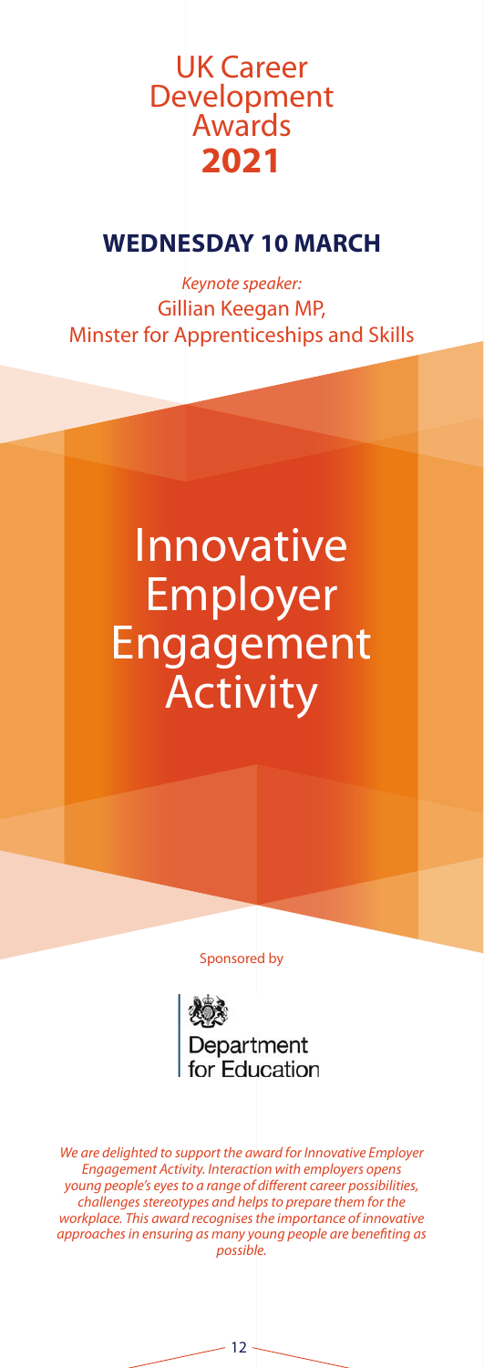# UK Career Development Awards **2021**

## WEDNESDAY 10 MARCH

*Keynote speaker:*
Gillian Keegan MP,
Minster for Apprenticeships and Skills

# Innovative Employer Engagement Activity

Sponsored by

Department for Education

*We are delighted to support the award for Innovative Employer Engagement Activity. Interaction with employers opens young people's eyes to a range of different career possibilities, challenges stereotypes and helps to prepare them for the workplace. This award recognises the importance of innovative approaches in ensuring as many young people are benefiting as possible.*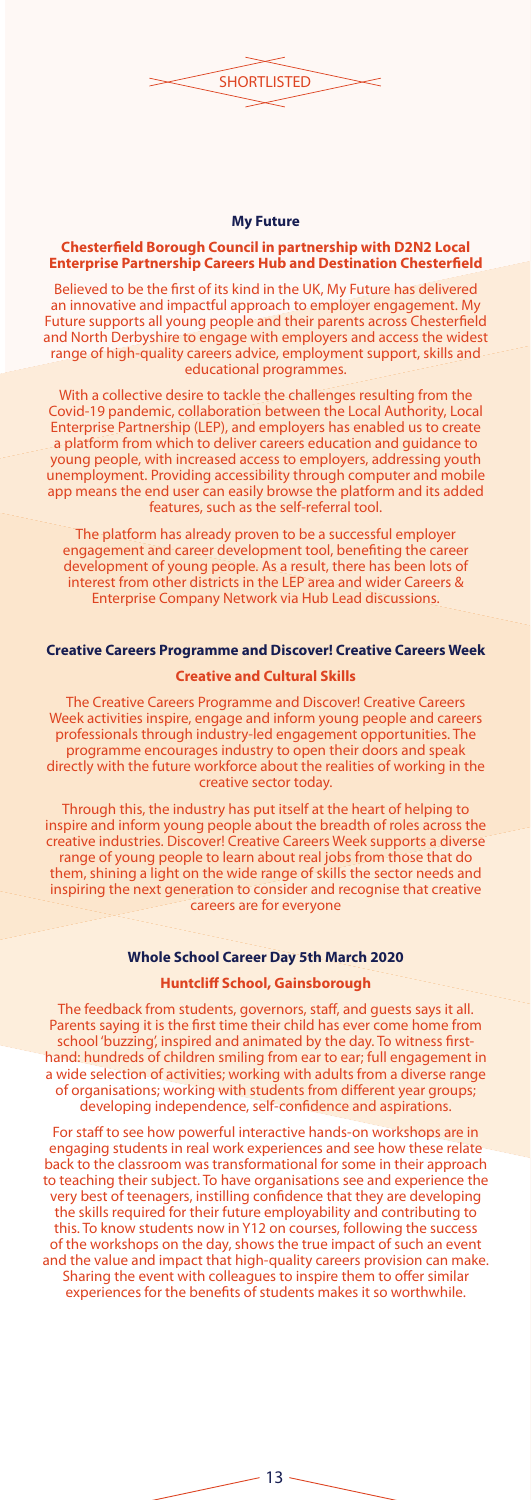SHORTLISTED

### My Future

**Chesterfield Borough Council in partnership with D2N2 Local Enterprise Partnership Careers Hub and Destination Chesterfield**

Believed to be the first of its kind in the UK, My Future has delivered an innovative and impactful approach to employer engagement. My Future supports all young people and their parents across Chesterfield and North Derbyshire to engage with employers and access the widest range of high-quality careers advice, employment support, skills and educational programmes.

With a collective desire to tackle the challenges resulting from the Covid-19 pandemic, collaboration between the Local Authority, Local Enterprise Partnership (LEP), and employers has enabled us to create a platform from which to deliver careers education and guidance to young people, with increased access to employers, addressing youth unemployment. Providing accessibility through computer and mobile app means the end user can easily browse the platform and its added features, such as the self-referral tool.

The platform has already proven to be a successful employer engagement and career development tool, benefiting the career development of young people. As a result, there has been lots of interest from other districts in the LEP area and wider Careers & Enterprise Company Network via Hub Lead discussions.

### Creative Careers Programme and Discover! Creative Careers Week

**Creative and Cultural Skills**

The Creative Careers Programme and Discover! Creative Careers Week activities inspire, engage and inform young people and careers professionals through industry-led engagement opportunities. The programme encourages industry to open their doors and speak directly with the future workforce about the realities of working in the creative sector today.

Through this, the industry has put itself at the heart of helping to inspire and inform young people about the breadth of roles across the creative industries. Discover! Creative Careers Week supports a diverse range of young people to learn about real jobs from those that do them, shining a light on the wide range of skills the sector needs and inspiring the next generation to consider and recognise that creative careers are for everyone

### Whole School Career Day 5th March 2020

**Huntcliff School, Gainsborough**

The feedback from students, governors, staff, and guests says it all. Parents saying it is the first time their child has ever come home from school 'buzzing', inspired and animated by the day. To witness first-hand: hundreds of children smiling from ear to ear; full engagement in a wide selection of activities; working with adults from a diverse range of organisations; working with students from different year groups; developing independence, self-confidence and aspirations.

For staff to see how powerful interactive hands-on workshops are in engaging students in real work experiences and see how these relate back to the classroom was transformational for some in their approach to teaching their subject. To have organisations see and experience the very best of teenagers, instilling confidence that they are developing the skills required for their future employability and contributing to this. To know students now in Y12 on courses, following the success of the workshops on the day, shows the true impact of such an event and the value and impact that high-quality careers provision can make. Sharing the event with colleagues to inspire them to offer similar experiences for the benefits of students makes it so worthwhile.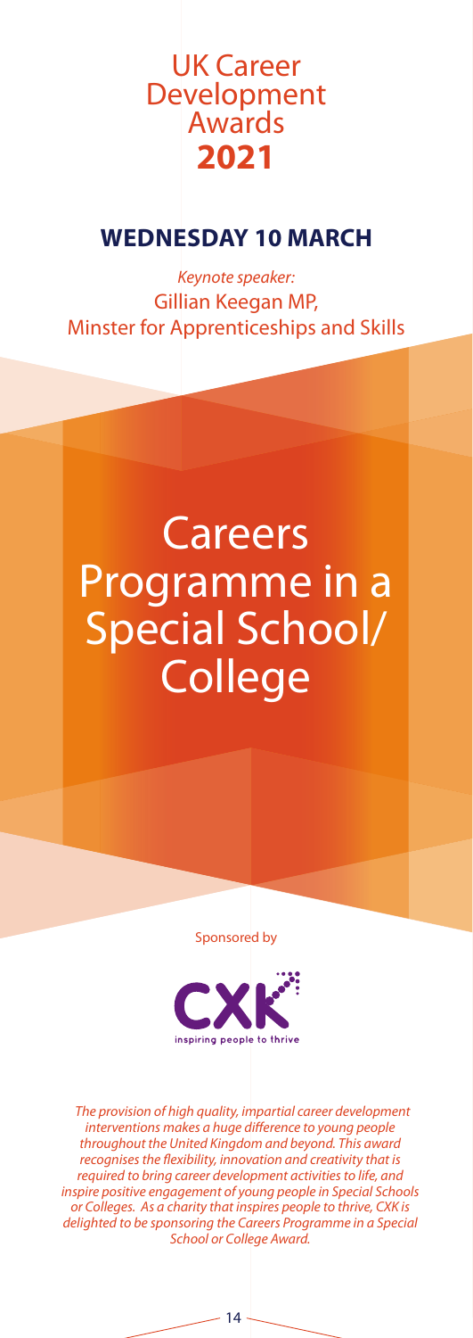# UK Career Development Awards **2021**

## WEDNESDAY 10 MARCH

*Keynote speaker:*
Gillian Keegan MP,
Minster for Apprenticeships and Skills

# Careers Programme in a Special School/ College

Sponsored by

CXK
inspiring people to thrive

*The provision of high quality, impartial career development interventions makes a huge difference to young people throughout the United Kingdom and beyond. This award recognises the flexibility, innovation and creativity that is required to bring career development activities to life, and inspire positive engagement of young people in Special Schools or Colleges. As a charity that inspires people to thrive, CXK is delighted to be sponsoring the Careers Programme in a Special School or College Award.*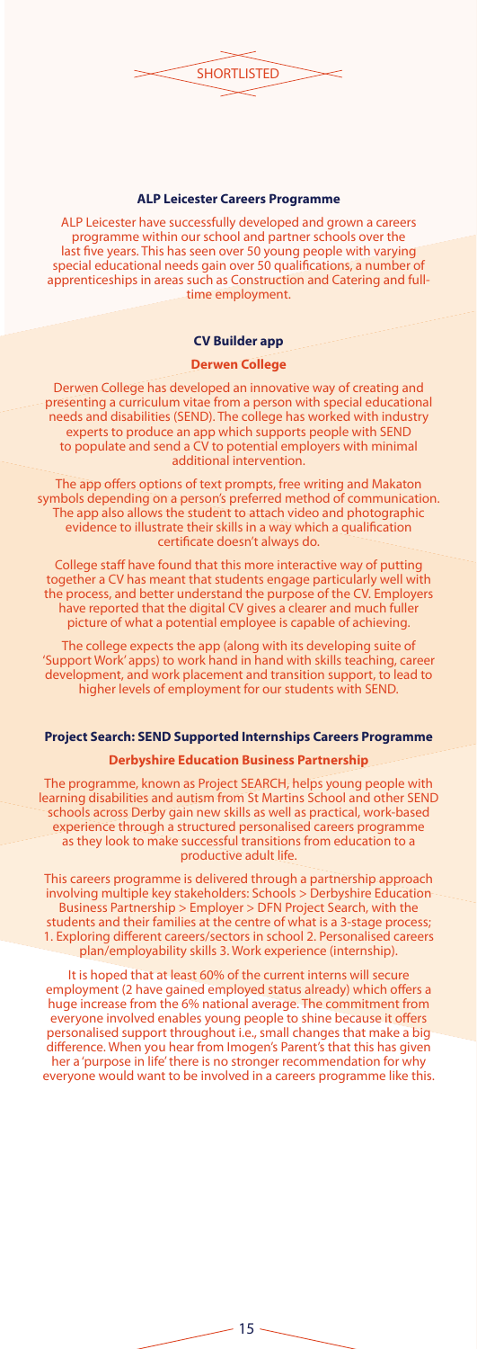## SHORTLISTED

### ALP Leicester Careers Programme

ALP Leicester have successfully developed and grown a careers programme within our school and partner schools over the last five years. This has seen over 50 young people with varying special educational needs gain over 50 qualifications, a number of apprenticeships in areas such as Construction and Catering and full-time employment.

### CV Builder app

**Derwen College**

Derwen College has developed an innovative way of creating and presenting a curriculum vitae from a person with special educational needs and disabilities (SEND). The college has worked with industry experts to produce an app which supports people with SEND to populate and send a CV to potential employers with minimal additional intervention.

The app offers options of text prompts, free writing and Makaton symbols depending on a person's preferred method of communication. The app also allows the student to attach video and photographic evidence to illustrate their skills in a way which a qualification certificate doesn't always do.

College staff have found that this more interactive way of putting together a CV has meant that students engage particularly well with the process, and better understand the purpose of the CV. Employers have reported that the digital CV gives a clearer and much fuller picture of what a potential employee is capable of achieving.

The college expects the app (along with its developing suite of 'Support Work' apps) to work hand in hand with skills teaching, career development, and work placement and transition support, to lead to higher levels of employment for our students with SEND.

### Project Search: SEND Supported Internships Careers Programme

**Derbyshire Education Business Partnership**

The programme, known as Project SEARCH, helps young people with learning disabilities and autism from St Martins School and other SEND schools across Derby gain new skills as well as practical, work-based experience through a structured personalised careers programme as they look to make successful transitions from education to a productive adult life.

This careers programme is delivered through a partnership approach involving multiple key stakeholders: Schools > Derbyshire Education Business Partnership > Employer > DFN Project Search, with the students and their families at the centre of what is a 3-stage process; 1. Exploring different careers/sectors in school 2. Personalised careers plan/employability skills 3. Work experience (internship).

It is hoped that at least 60% of the current interns will secure employment (2 have gained employed status already) which offers a huge increase from the 6% national average. The commitment from everyone involved enables young people to shine because it offers personalised support throughout i.e., small changes that make a big difference. When you hear from Imogen's Parent's that this has given her a 'purpose in life' there is no stronger recommendation for why everyone would want to be involved in a careers programme like this.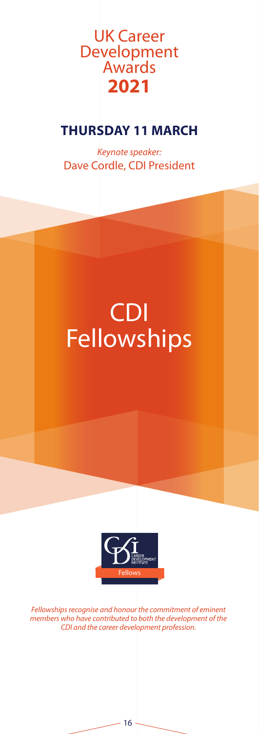UK Career Development Awards **2021**

**THURSDAY 11 MARCH**

*Keynote speaker:*
Dave Cordle, CDI President

# CDI Fellowships

CAREER DEVELOPMENT INSTITUTE

Fellows

*Fellowships recognise and honour the commitment of eminent members who have contributed to both the development of the CDI and the career development profession.*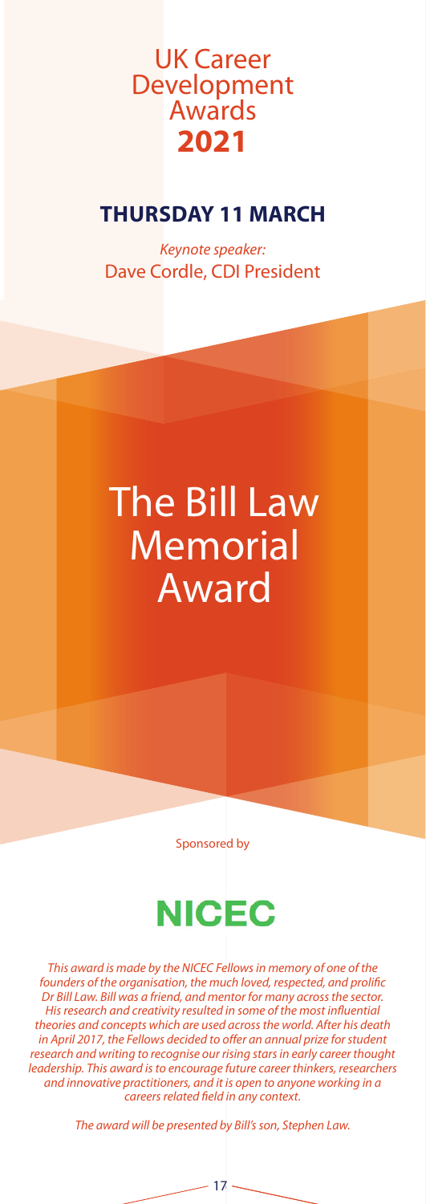# UK Career Development Awards **2021**

## THURSDAY 11 MARCH

*Keynote speaker:*
Dave Cordle, CDI President

# The Bill Law Memorial Award

Sponsored by

**NICEC**

*This award is made by the NICEC Fellows in memory of one of the founders of the organisation, the much loved, respected, and prolific Dr Bill Law. Bill was a friend, and mentor for many across the sector. His research and creativity resulted in some of the most influential theories and concepts which are used across the world. After his death in April 2017, the Fellows decided to offer an annual prize for student research and writing to recognise our rising stars in early career thought leadership. This award is to encourage future career thinkers, researchers and innovative practitioners, and it is open to anyone working in a careers related field in any context.*

*The award will be presented by Bill's son, Stephen Law.*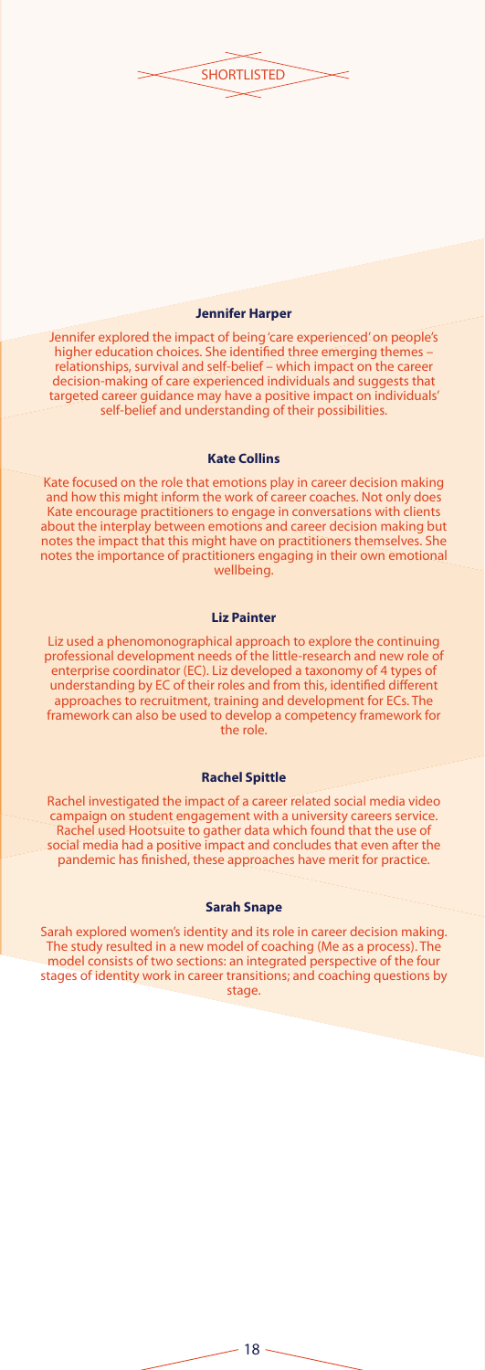SHORTLISTED

**Jennifer Harper**

Jennifer explored the impact of being 'care experienced' on people's higher education choices. She identified three emerging themes – relationships, survival and self-belief – which impact on the career decision-making of care experienced individuals and suggests that targeted career guidance may have a positive impact on individuals' self-belief and understanding of their possibilities.

**Kate Collins**

Kate focused on the role that emotions play in career decision making and how this might inform the work of career coaches. Not only does Kate encourage practitioners to engage in conversations with clients about the interplay between emotions and career decision making but notes the impact that this might have on practitioners themselves. She notes the importance of practitioners engaging in their own emotional wellbeing.

**Liz Painter**

Liz used a phenomonographical approach to explore the continuing professional development needs of the little-research and new role of enterprise coordinator (EC). Liz developed a taxonomy of 4 types of understanding by EC of their roles and from this, identified different approaches to recruitment, training and development for ECs. The framework can also be used to develop a competency framework for the role.

**Rachel Spittle**

Rachel investigated the impact of a career related social media video campaign on student engagement with a university careers service. Rachel used Hootsuite to gather data which found that the use of social media had a positive impact and concludes that even after the pandemic has finished, these approaches have merit for practice.

**Sarah Snape**

Sarah explored women's identity and its role in career decision making. The study resulted in a new model of coaching (Me as a process). The model consists of two sections: an integrated perspective of the four stages of identity work in career transitions; and coaching questions by stage.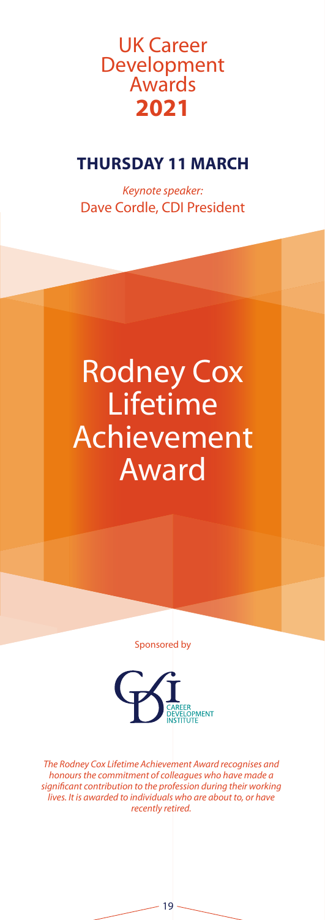# UK Career Development Awards **2021**

## THURSDAY 11 MARCH

*Keynote speaker:*
Dave Cordle, CDI President

# Rodney Cox Lifetime Achievement Award

Sponsored by

CAREER DEVELOPMENT INSTITUTE

*The Rodney Cox Lifetime Achievement Award recognises and honours the commitment of colleagues who have made a significant contribution to the profession during their working lives. It is awarded to individuals who are about to, or have recently retired.*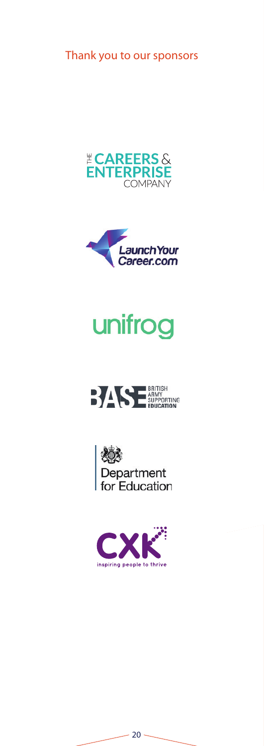Thank you to our sponsors

THE CAREERS & ENTERPRISE COMPANY

LaunchYourCareer.com

unifrog

BASE BRITISH ARMY SUPPORTING EDUCATION

Department for Education

CXK inspiring people to thrive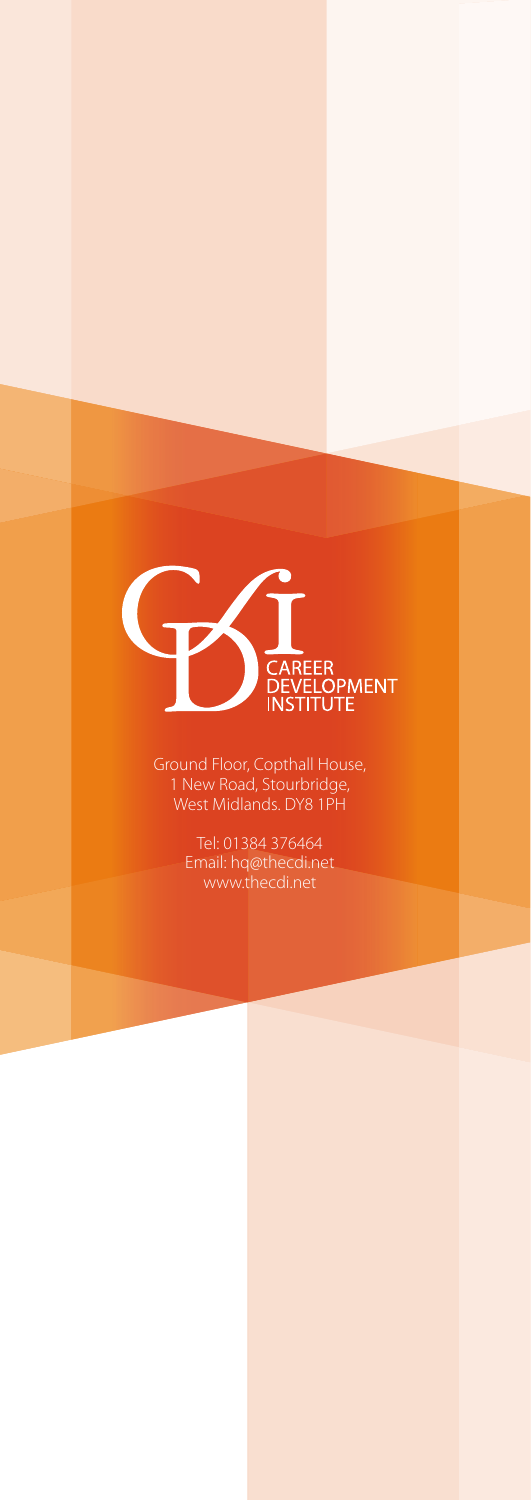CAREER DEVELOPMENT INSTITUTE

Ground Floor, Copthall House,
1 New Road, Stourbridge,
West Midlands. DY8 1PH

Tel: 01384 376464
Email: hq@thecdi.net
www.thecdi.net